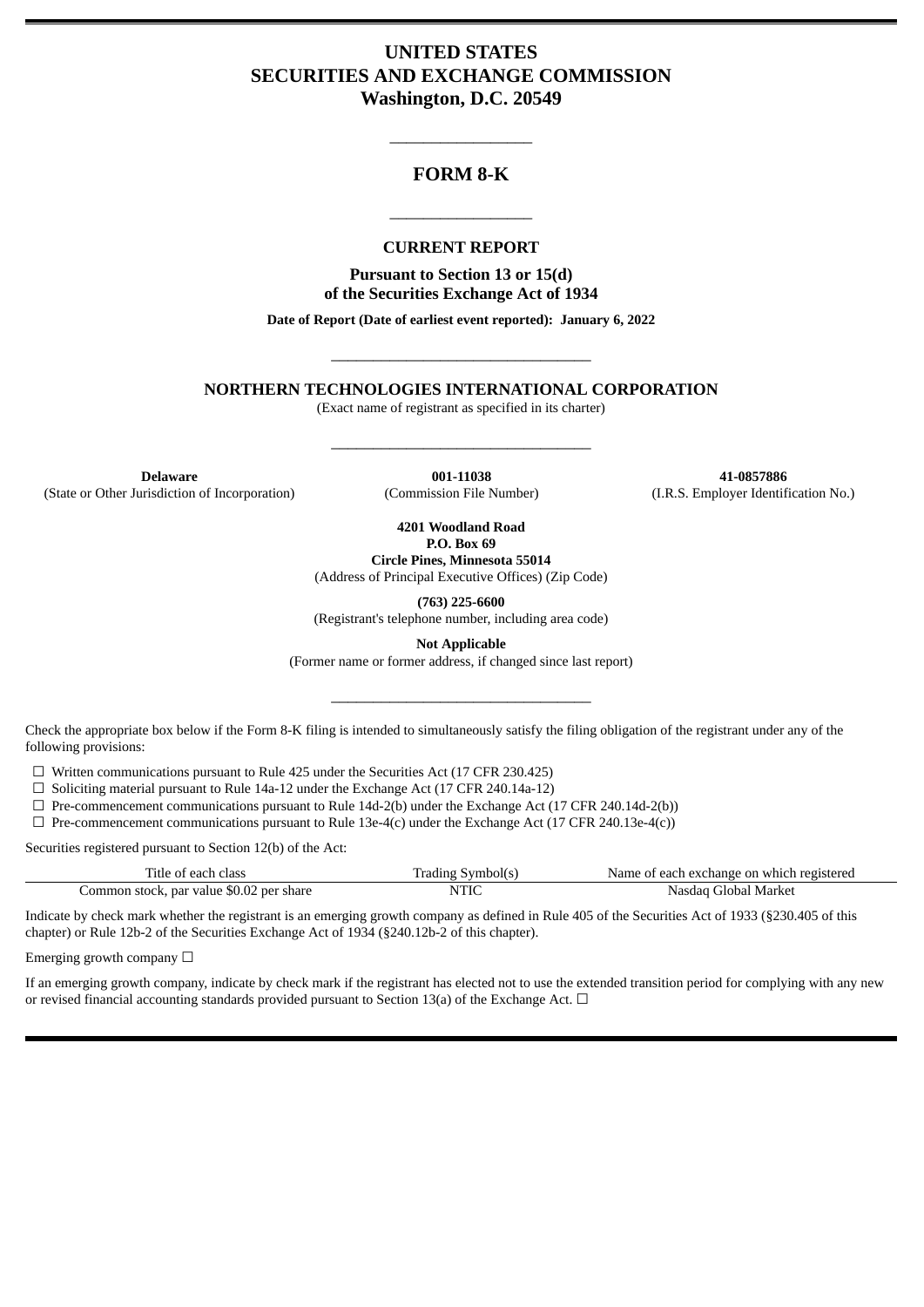# UNITED STATES
# SECURITIES AND EXCHANGE COMMISSION
## Washington, D.C. 20549

---

## FORM 8-K

---

### CURRENT REPORT

**Pursuant to Section 13 or 15(d)**
**of the Securities Exchange Act of 1934**

**Date of Report (Date of earliest event reported): January 6, 2022**

---

## NORTHERN TECHNOLOGIES INTERNATIONAL CORPORATION

(Exact name of registrant as specified in its charter)

---

| **Delaware** | **001-11038** | **41-0857886** |
|---|---|---|
| (State or Other Jurisdiction of Incorporation) | (Commission File Number) | (I.R.S. Employer Identification No.) |

**4201 Woodland Road**
**P.O. Box 69**
**Circle Pines, Minnesota 55014**
(Address of Principal Executive Offices) (Zip Code)

**(763) 225-6600**
(Registrant's telephone number, including area code)

**Not Applicable**
(Former name or former address, if changed since last report)

---

Check the appropriate box below if the Form 8-K filing is intended to simultaneously satisfy the filing obligation of the registrant under any of the following provisions:

☐ Written communications pursuant to Rule 425 under the Securities Act (17 CFR 230.425)
☐ Soliciting material pursuant to Rule 14a-12 under the Exchange Act (17 CFR 240.14a-12)
☐ Pre-commencement communications pursuant to Rule 14d-2(b) under the Exchange Act (17 CFR 240.14d-2(b))
☐ Pre-commencement communications pursuant to Rule 13e-4(c) under the Exchange Act (17 CFR 240.13e-4(c))

Securities registered pursuant to Section 12(b) of the Act:

| Title of each class | Trading Symbol(s) | Name of each exchange on which registered |
|---|---|---|
| Common stock, par value $0.02 per share | NTIC | Nasdaq Global Market |

Indicate by check mark whether the registrant is an emerging growth company as defined in Rule 405 of the Securities Act of 1933 (§230.405 of this chapter) or Rule 12b-2 of the Securities Exchange Act of 1934 (§240.12b-2 of this chapter).

Emerging growth company ☐

If an emerging growth company, indicate by check mark if the registrant has elected not to use the extended transition period for complying with any new or revised financial accounting standards provided pursuant to Section 13(a) of the Exchange Act. ☐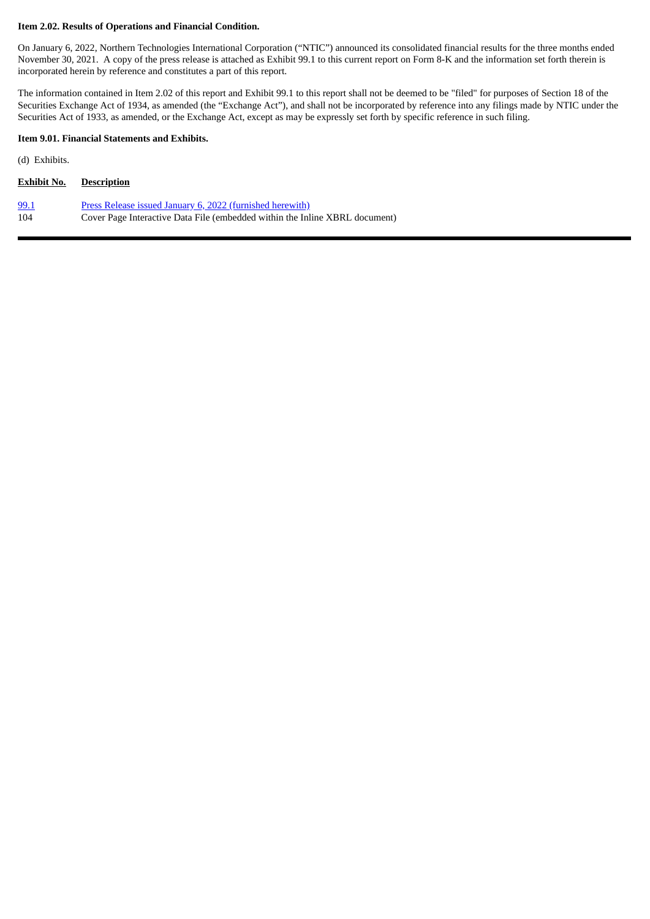**Item 2.02. Results of Operations and Financial Condition.**

On January 6, 2022, Northern Technologies International Corporation ("NTIC") announced its consolidated financial results for the three months ended November 30, 2021. A copy of the press release is attached as Exhibit 99.1 to this current report on Form 8-K and the information set forth therein is incorporated herein by reference and constitutes a part of this report.

The information contained in Item 2.02 of this report and Exhibit 99.1 to this report shall not be deemed to be "filed" for purposes of Section 18 of the Securities Exchange Act of 1934, as amended (the "Exchange Act"), and shall not be incorporated by reference into any filings made by NTIC under the Securities Act of 1933, as amended, or the Exchange Act, except as may be expressly set forth by specific reference in such filing.

**Item 9.01. Financial Statements and Exhibits.**

(d) Exhibits.

| Exhibit No. | Description |
|---|---|
| 99.1 | Press Release issued January 6, 2022 (furnished herewith) |
| 104 | Cover Page Interactive Data File (embedded within the Inline XBRL document) |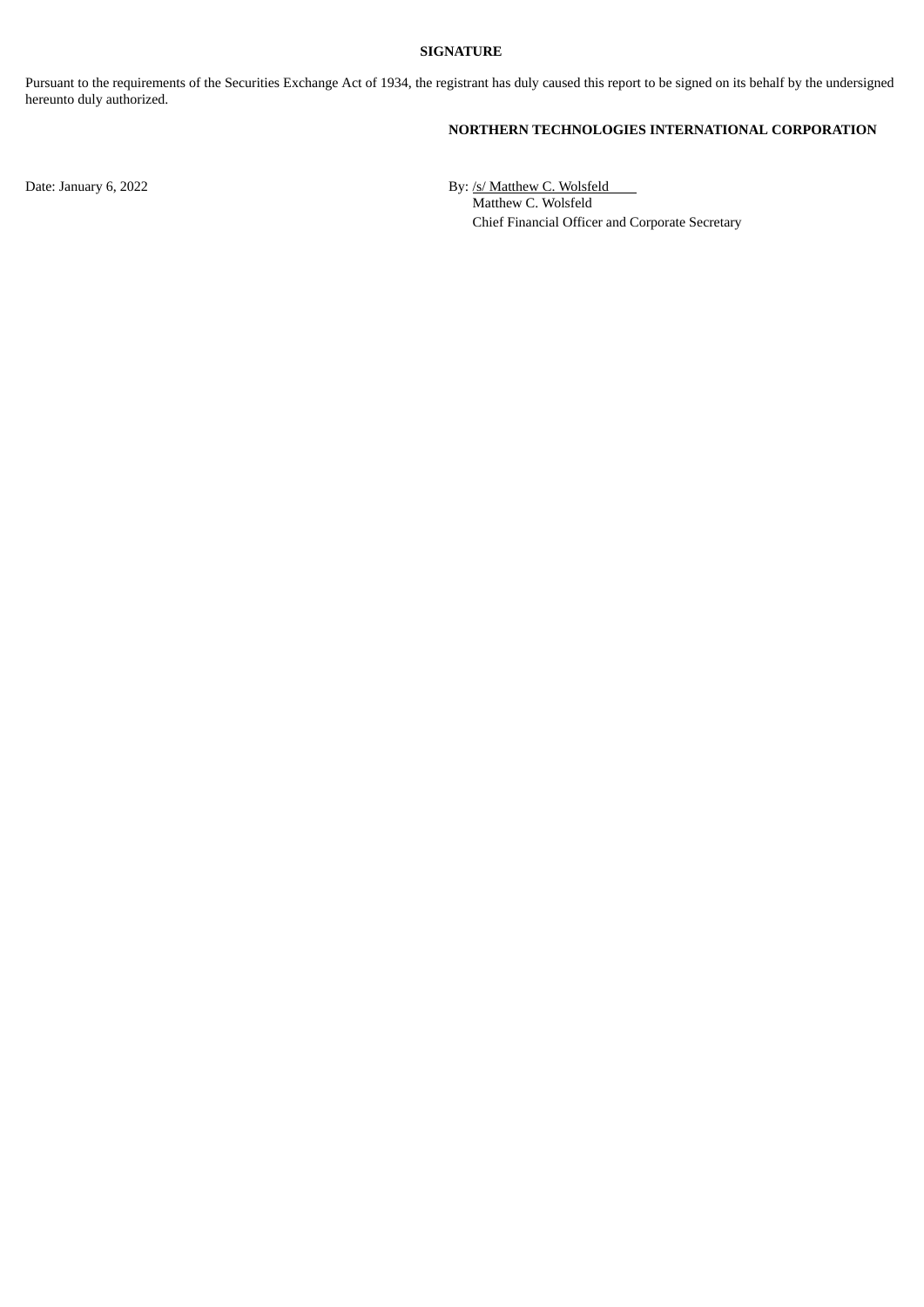**SIGNATURE**

Pursuant to the requirements of the Securities Exchange Act of 1934, the registrant has duly caused this report to be signed on its behalf by the undersigned hereunto duly authorized.

**NORTHERN TECHNOLOGIES INTERNATIONAL CORPORATION**

Date: January 6, 2022

By: /s/ Matthew C. Wolsfeld
Matthew C. Wolsfeld
Chief Financial Officer and Corporate Secretary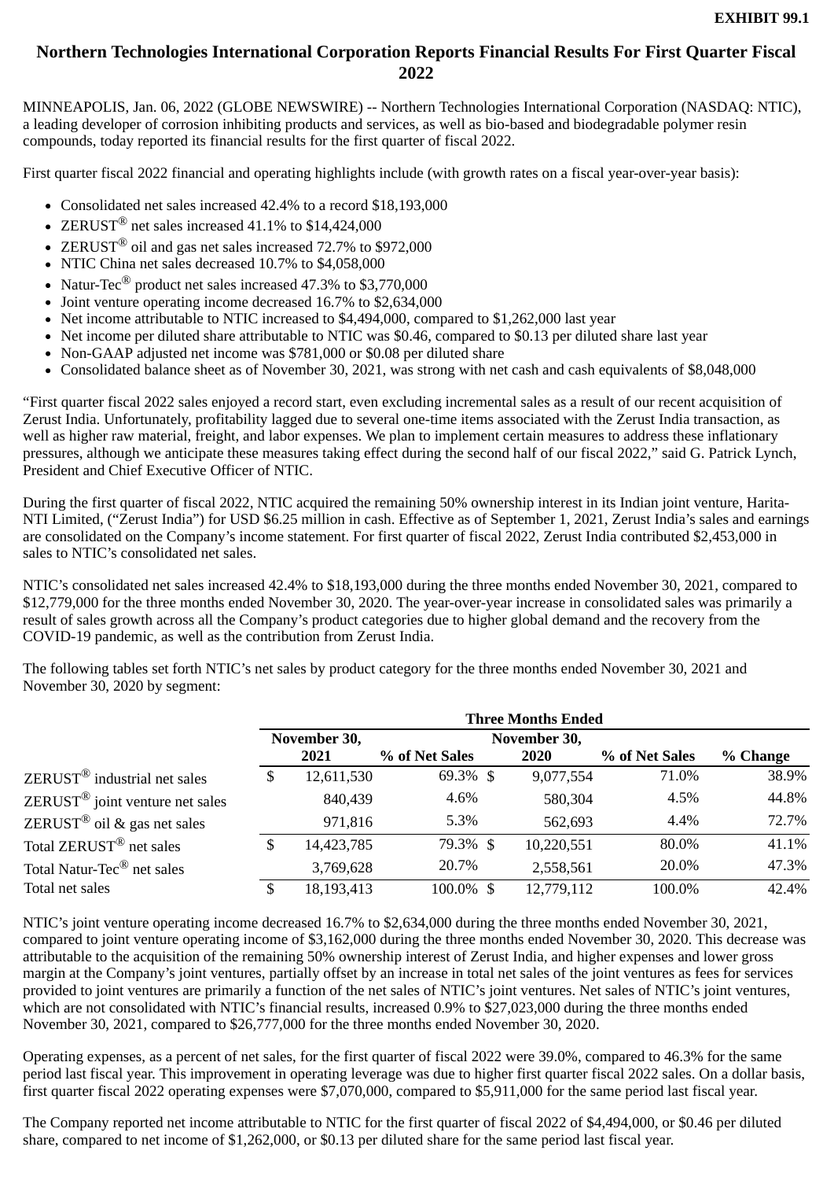**EXHIBIT 99.1**

# Northern Technologies International Corporation Reports Financial Results For First Quarter Fiscal 2022

MINNEAPOLIS, Jan. 06, 2022 (GLOBE NEWSWIRE) -- Northern Technologies International Corporation (NASDAQ: NTIC), a leading developer of corrosion inhibiting products and services, as well as bio-based and biodegradable polymer resin compounds, today reported its financial results for the first quarter of fiscal 2022.

First quarter fiscal 2022 financial and operating highlights include (with growth rates on a fiscal year-over-year basis):

- Consolidated net sales increased 42.4% to a record $18,193,000
- ZERUST® net sales increased 41.1% to $14,424,000
- ZERUST® oil and gas net sales increased 72.7% to $972,000
- NTIC China net sales decreased 10.7% to $4,058,000
- Natur-Tec® product net sales increased 47.3% to $3,770,000
- Joint venture operating income decreased 16.7% to $2,634,000
- Net income attributable to NTIC increased to $4,494,000, compared to $1,262,000 last year
- Net income per diluted share attributable to NTIC was $0.46, compared to $0.13 per diluted share last year
- Non-GAAP adjusted net income was $781,000 or $0.08 per diluted share
- Consolidated balance sheet as of November 30, 2021, was strong with net cash and cash equivalents of $8,048,000

"First quarter fiscal 2022 sales enjoyed a record start, even excluding incremental sales as a result of our recent acquisition of Zerust India. Unfortunately, profitability lagged due to several one-time items associated with the Zerust India transaction, as well as higher raw material, freight, and labor expenses. We plan to implement certain measures to address these inflationary pressures, although we anticipate these measures taking effect during the second half of our fiscal 2022," said G. Patrick Lynch, President and Chief Executive Officer of NTIC.

During the first quarter of fiscal 2022, NTIC acquired the remaining 50% ownership interest in its Indian joint venture, Harita-NTI Limited, ("Zerust India") for USD $6.25 million in cash. Effective as of September 1, 2021, Zerust India's sales and earnings are consolidated on the Company's income statement. For first quarter of fiscal 2022, Zerust India contributed $2,453,000 in sales to NTIC's consolidated net sales.

NTIC's consolidated net sales increased 42.4% to $18,193,000 during the three months ended November 30, 2021, compared to $12,779,000 for the three months ended November 30, 2020. The year-over-year increase in consolidated sales was primarily a result of sales growth across all the Company's product categories due to higher global demand and the recovery from the COVID-19 pandemic, as well as the contribution from Zerust India.

The following tables set forth NTIC's net sales by product category for the three months ended November 30, 2021 and November 30, 2020 by segment:

| | Three Months Ended | | | | |
|---|---|---|---|---|---|
| | November 30, 2021 | % of Net Sales | November 30, 2020 | % of Net Sales | % Change |
| ZERUST® industrial net sales | $ 12,611,530 | 69.3% | $ 9,077,554 | 71.0% | 38.9% |
| ZERUST® joint venture net sales | 840,439 | 4.6% | 580,304 | 4.5% | 44.8% |
| ZERUST® oil & gas net sales | 971,816 | 5.3% | 562,693 | 4.4% | 72.7% |
| Total ZERUST® net sales | $ 14,423,785 | 79.3% | $ 10,220,551 | 80.0% | 41.1% |
| Total Natur-Tec® net sales | 3,769,628 | 20.7% | 2,558,561 | 20.0% | 47.3% |
| Total net sales | $ 18,193,413 | 100.0% | $ 12,779,112 | 100.0% | 42.4% |

NTIC's joint venture operating income decreased 16.7% to $2,634,000 during the three months ended November 30, 2021, compared to joint venture operating income of $3,162,000 during the three months ended November 30, 2020. This decrease was attributable to the acquisition of the remaining 50% ownership interest of Zerust India, and higher expenses and lower gross margin at the Company's joint ventures, partially offset by an increase in total net sales of the joint ventures as fees for services provided to joint ventures are primarily a function of the net sales of NTIC's joint ventures. Net sales of NTIC's joint ventures, which are not consolidated with NTIC's financial results, increased 0.9% to $27,023,000 during the three months ended November 30, 2021, compared to $26,777,000 for the three months ended November 30, 2020.

Operating expenses, as a percent of net sales, for the first quarter of fiscal 2022 were 39.0%, compared to 46.3% for the same period last fiscal year. This improvement in operating leverage was due to higher first quarter fiscal 2022 sales. On a dollar basis, first quarter fiscal 2022 operating expenses were $7,070,000, compared to $5,911,000 for the same period last fiscal year.

The Company reported net income attributable to NTIC for the first quarter of fiscal 2022 of $4,494,000, or $0.46 per diluted share, compared to net income of $1,262,000, or $0.13 per diluted share for the same period last fiscal year.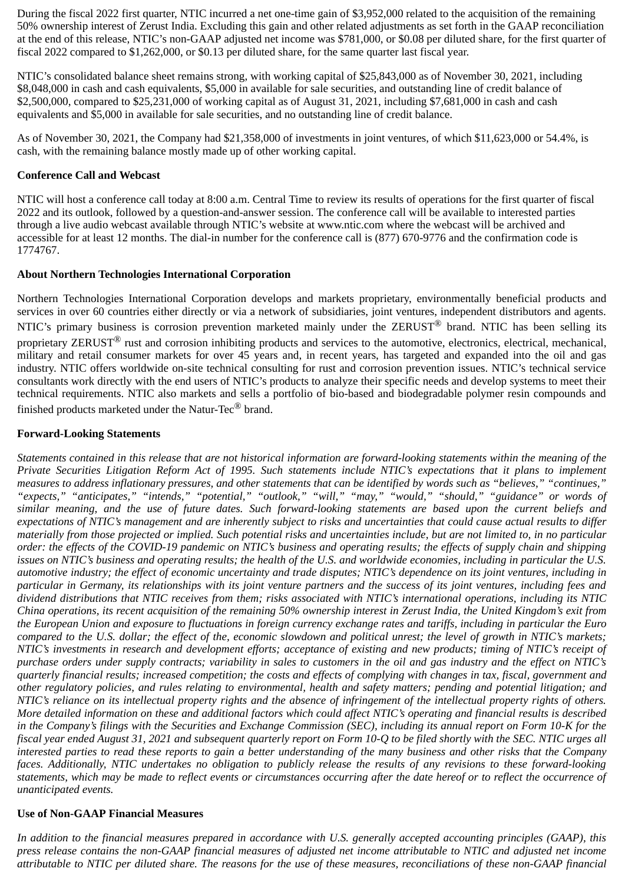During the fiscal 2022 first quarter, NTIC incurred a net one-time gain of $3,952,000 related to the acquisition of the remaining 50% ownership interest of Zerust India. Excluding this gain and other related adjustments as set forth in the GAAP reconciliation at the end of this release, NTIC's non-GAAP adjusted net income was $781,000, or $0.08 per diluted share, for the first quarter of fiscal 2022 compared to $1,262,000, or $0.13 per diluted share, for the same quarter last fiscal year.

NTIC's consolidated balance sheet remains strong, with working capital of $25,843,000 as of November 30, 2021, including $8,048,000 in cash and cash equivalents, $5,000 in available for sale securities, and outstanding line of credit balance of $2,500,000, compared to $25,231,000 of working capital as of August 31, 2021, including $7,681,000 in cash and cash equivalents and $5,000 in available for sale securities, and no outstanding line of credit balance.

As of November 30, 2021, the Company had $21,358,000 of investments in joint ventures, of which $11,623,000 or 54.4%, is cash, with the remaining balance mostly made up of other working capital.

**Conference Call and Webcast**

NTIC will host a conference call today at 8:00 a.m. Central Time to review its results of operations for the first quarter of fiscal 2022 and its outlook, followed by a question-and-answer session. The conference call will be available to interested parties through a live audio webcast available through NTIC's website at www.ntic.com where the webcast will be archived and accessible for at least 12 months. The dial-in number for the conference call is (877) 670-9776 and the confirmation code is 1774767.

**About Northern Technologies International Corporation**

Northern Technologies International Corporation develops and markets proprietary, environmentally beneficial products and services in over 60 countries either directly or via a network of subsidiaries, joint ventures, independent distributors and agents. NTIC's primary business is corrosion prevention marketed mainly under the ZERUST® brand. NTIC has been selling its proprietary ZERUST® rust and corrosion inhibiting products and services to the automotive, electronics, electrical, mechanical, military and retail consumer markets for over 45 years and, in recent years, has targeted and expanded into the oil and gas industry. NTIC offers worldwide on-site technical consulting for rust and corrosion prevention issues. NTIC's technical service consultants work directly with the end users of NTIC's products to analyze their specific needs and develop systems to meet their technical requirements. NTIC also markets and sells a portfolio of bio-based and biodegradable polymer resin compounds and finished products marketed under the Natur-Tec® brand.

**Forward-Looking Statements**

*Statements contained in this release that are not historical information are forward-looking statements within the meaning of the Private Securities Litigation Reform Act of 1995. Such statements include NTIC's expectations that it plans to implement measures to address inflationary pressures, and other statements that can be identified by words such as "believes," "continues," "expects," "anticipates," "intends," "potential," "outlook," "will," "may," "would," "should," "guidance" or words of similar meaning, and the use of future dates. Such forward-looking statements are based upon the current beliefs and expectations of NTIC's management and are inherently subject to risks and uncertainties that could cause actual results to differ materially from those projected or implied. Such potential risks and uncertainties include, but are not limited to, in no particular order: the effects of the COVID-19 pandemic on NTIC's business and operating results; the effects of supply chain and shipping issues on NTIC's business and operating results; the health of the U.S. and worldwide economies, including in particular the U.S. automotive industry; the effect of economic uncertainty and trade disputes; NTIC's dependence on its joint ventures, including in particular in Germany, its relationships with its joint venture partners and the success of its joint ventures, including fees and dividend distributions that NTIC receives from them; risks associated with NTIC's international operations, including its NTIC China operations, its recent acquisition of the remaining 50% ownership interest in Zerust India, the United Kingdom's exit from the European Union and exposure to fluctuations in foreign currency exchange rates and tariffs, including in particular the Euro compared to the U.S. dollar; the effect of the, economic slowdown and political unrest; the level of growth in NTIC's markets; NTIC's investments in research and development efforts; acceptance of existing and new products; timing of NTIC's receipt of purchase orders under supply contracts; variability in sales to customers in the oil and gas industry and the effect on NTIC's quarterly financial results; increased competition; the costs and effects of complying with changes in tax, fiscal, government and other regulatory policies, and rules relating to environmental, health and safety matters; pending and potential litigation; and NTIC's reliance on its intellectual property rights and the absence of infringement of the intellectual property rights of others. More detailed information on these and additional factors which could affect NTIC's operating and financial results is described in the Company's filings with the Securities and Exchange Commission (SEC), including its annual report on Form 10-K for the fiscal year ended August 31, 2021 and subsequent quarterly report on Form 10-Q to be filed shortly with the SEC. NTIC urges all interested parties to read these reports to gain a better understanding of the many business and other risks that the Company faces. Additionally, NTIC undertakes no obligation to publicly release the results of any revisions to these forward-looking statements, which may be made to reflect events or circumstances occurring after the date hereof or to reflect the occurrence of unanticipated events.*

**Use of Non-GAAP Financial Measures**

*In addition to the financial measures prepared in accordance with U.S. generally accepted accounting principles (GAAP), this press release contains the non-GAAP financial measures of adjusted net income attributable to NTIC and adjusted net income attributable to NTIC per diluted share. The reasons for the use of these measures, reconciliations of these non-GAAP financial*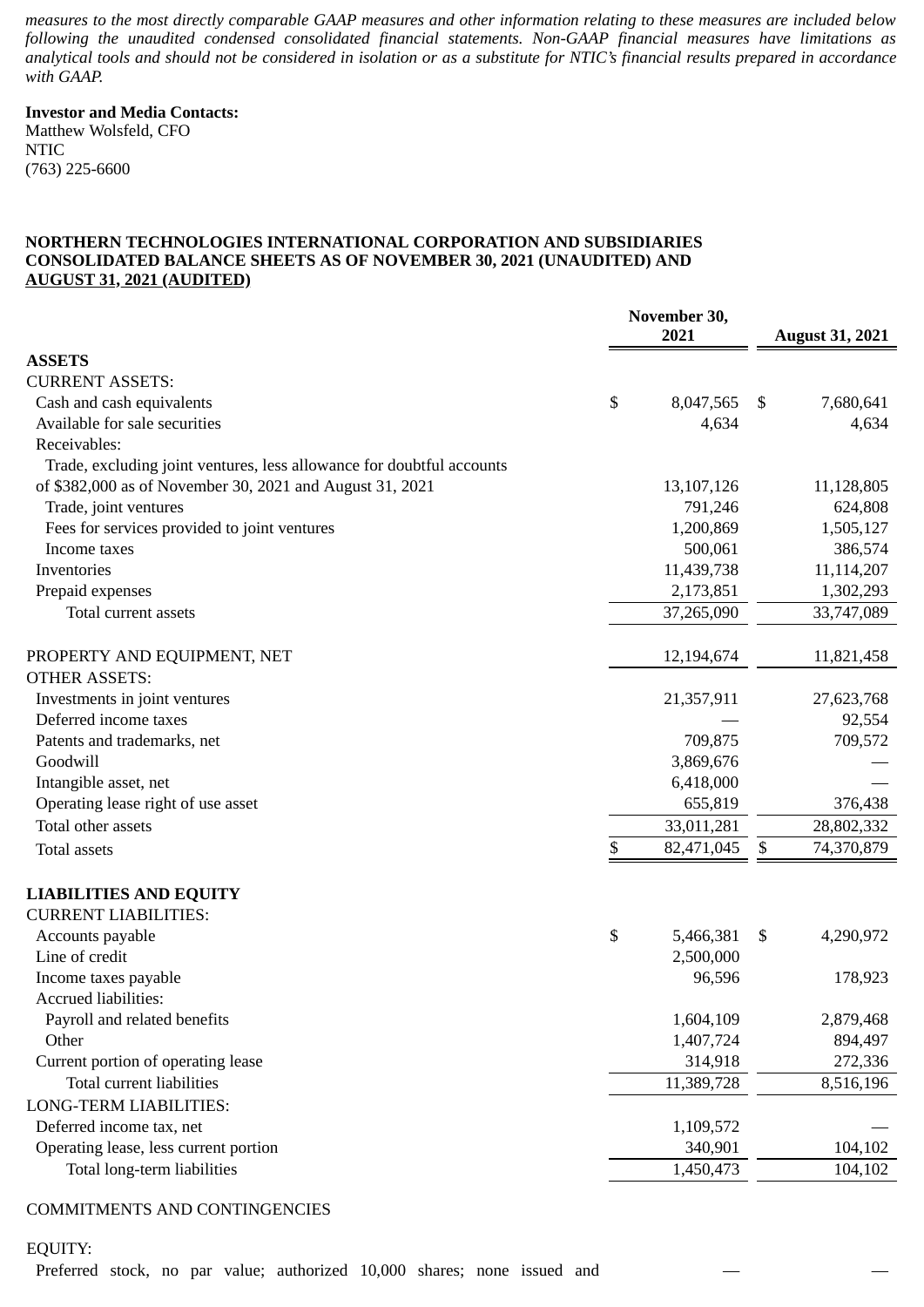*measures to the most directly comparable GAAP measures and other information relating to these measures are included below following the unaudited condensed consolidated financial statements. Non-GAAP financial measures have limitations as analytical tools and should not be considered in isolation or as a substitute for NTIC's financial results prepared in accordance with GAAP.*

**Investor and Media Contacts:**
Matthew Wolsfeld, CFO
NTIC
(763) 225-6600

**NORTHERN TECHNOLOGIES INTERNATIONAL CORPORATION AND SUBSIDIARIES CONSOLIDATED BALANCE SHEETS AS OF NOVEMBER 30, 2021 (UNAUDITED) AND AUGUST 31, 2021 (AUDITED)**

| | November 30, 2021 | August 31, 2021 |
|---|---|---|
| **ASSETS** | | |
| CURRENT ASSETS: | | |
| Cash and cash equivalents | $ 8,047,565 | $ 7,680,641 |
| Available for sale securities | 4,634 | 4,634 |
| Receivables: | | |
| Trade, excluding joint ventures, less allowance for doubtful accounts of $382,000 as of November 30, 2021 and August 31, 2021 | 13,107,126 | 11,128,805 |
| Trade, joint ventures | 791,246 | 624,808 |
| Fees for services provided to joint ventures | 1,200,869 | 1,505,127 |
| Income taxes | 500,061 | 386,574 |
| Inventories | 11,439,738 | 11,114,207 |
| Prepaid expenses | 2,173,851 | 1,302,293 |
| Total current assets | 37,265,090 | 33,747,089 |
| | | |
| PROPERTY AND EQUIPMENT, NET | 12,194,674 | 11,821,458 |
| OTHER ASSETS: | | |
| Investments in joint ventures | 21,357,911 | 27,623,768 |
| Deferred income taxes | — | 92,554 |
| Patents and trademarks, net | 709,875 | 709,572 |
| Goodwill | 3,869,676 | — |
| Intangible asset, net | 6,418,000 | — |
| Operating lease right of use asset | 655,819 | 376,438 |
| Total other assets | 33,011,281 | 28,802,332 |
| Total assets | $ 82,471,045 | $ 74,370,879 |
| | | |
| **LIABILITIES AND EQUITY** | | |
| CURRENT LIABILITIES: | | |
| Accounts payable | $ 5,466,381 | $ 4,290,972 |
| Line of credit | 2,500,000 | |
| Income taxes payable | 96,596 | 178,923 |
| Accrued liabilities: | | |
| Payroll and related benefits | 1,604,109 | 2,879,468 |
| Other | 1,407,724 | 894,497 |
| Current portion of operating lease | 314,918 | 272,336 |
| Total current liabilities | 11,389,728 | 8,516,196 |
| LONG-TERM LIABILITIES: | | |
| Deferred income tax, net | 1,109,572 | — |
| Operating lease, less current portion | 340,901 | 104,102 |
| Total long-term liabilities | 1,450,473 | 104,102 |
| | | |
| COMMITMENTS AND CONTINGENCIES | | |
| | | |
| EQUITY: | | |
| Preferred stock, no par value; authorized 10,000 shares; none issued and | — | — |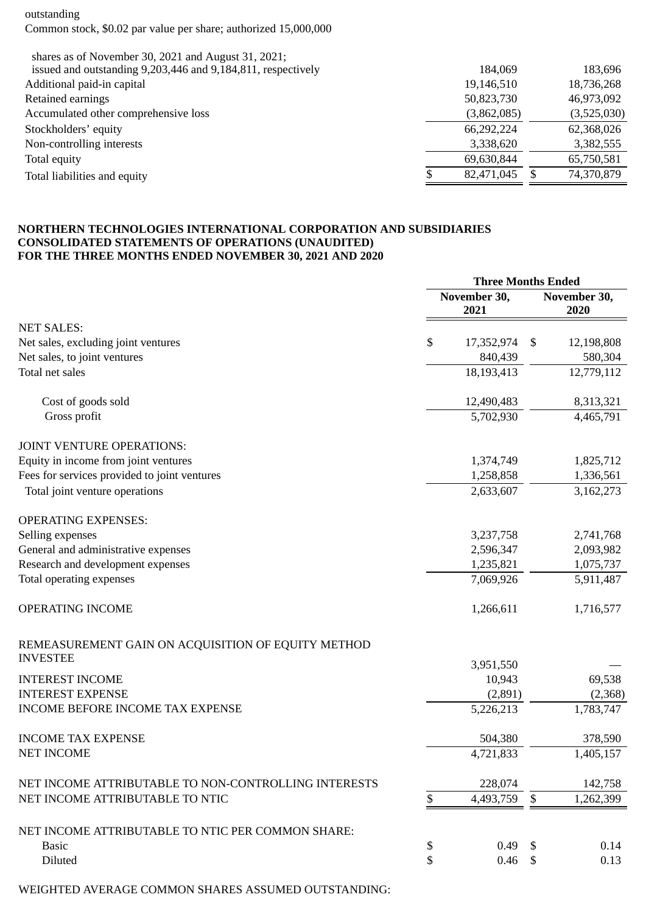| | | |
|---|---|---|
| outstanding | | |
| Common stock, $0.02 par value per share; authorized 15,000,000 shares as of November 30, 2021 and August 31, 2021; issued and outstanding 9,203,446 and 9,184,811, respectively | 184,069 | 183,696 |
| Additional paid-in capital | 19,146,510 | 18,736,268 |
| Retained earnings | 50,823,730 | 46,973,092 |
| Accumulated other comprehensive loss | (3,862,085) | (3,525,030) |
| Stockholders' equity | 66,292,224 | 62,368,026 |
| Non-controlling interests | 3,338,620 | 3,382,555 |
| Total equity | 69,630,844 | 65,750,581 |
| Total liabilities and equity | $ 82,471,045 | $ 74,370,879 |

**NORTHERN TECHNOLOGIES INTERNATIONAL CORPORATION AND SUBSIDIARIES**
**CONSOLIDATED STATEMENTS OF OPERATIONS (UNAUDITED)**
**FOR THE THREE MONTHS ENDED NOVEMBER 30, 2021 AND 2020**

| | Three Months Ended | |
|---|---|---|
| | November 30, 2021 | November 30, 2020 |
| NET SALES: | | |
| Net sales, excluding joint ventures | $ 17,352,974 | $ 12,198,808 |
| Net sales, to joint ventures | 840,439 | 580,304 |
| Total net sales | 18,193,413 | 12,779,112 |
| Cost of goods sold | 12,490,483 | 8,313,321 |
| Gross profit | 5,702,930 | 4,465,791 |
| JOINT VENTURE OPERATIONS: | | |
| Equity in income from joint ventures | 1,374,749 | 1,825,712 |
| Fees for services provided to joint ventures | 1,258,858 | 1,336,561 |
| Total joint venture operations | 2,633,607 | 3,162,273 |
| OPERATING EXPENSES: | | |
| Selling expenses | 3,237,758 | 2,741,768 |
| General and administrative expenses | 2,596,347 | 2,093,982 |
| Research and development expenses | 1,235,821 | 1,075,737 |
| Total operating expenses | 7,069,926 | 5,911,487 |
| OPERATING INCOME | 1,266,611 | 1,716,577 |
| REMEASUREMENT GAIN ON ACQUISITION OF EQUITY METHOD INVESTEE | 3,951,550 | — |
| INTEREST INCOME | 10,943 | 69,538 |
| INTEREST EXPENSE | (2,891) | (2,368) |
| INCOME BEFORE INCOME TAX EXPENSE | 5,226,213 | 1,783,747 |
| INCOME TAX EXPENSE | 504,380 | 378,590 |
| NET INCOME | 4,721,833 | 1,405,157 |
| NET INCOME ATTRIBUTABLE TO NON-CONTROLLING INTERESTS | 228,074 | 142,758 |
| NET INCOME ATTRIBUTABLE TO NTIC | $ 4,493,759 | $ 1,262,399 |
| NET INCOME ATTRIBUTABLE TO NTIC PER COMMON SHARE: | | |
| Basic | $ 0.49 | $ 0.14 |
| Diluted | $ 0.46 | $ 0.13 |
| WEIGHTED AVERAGE COMMON SHARES ASSUMED OUTSTANDING: | | |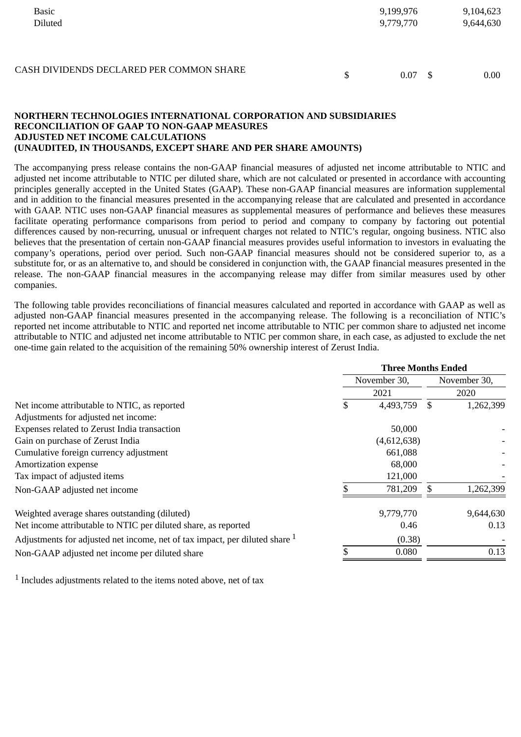| | | |
|---|---|---|
| Basic | 9,199,976 | 9,104,623 |
| Diluted | 9,779,770 | 9,644,630 |
| | | |
| CASH DIVIDENDS DECLARED PER COMMON SHARE | $ 0.07 | $ 0.00 |

**NORTHERN TECHNOLOGIES INTERNATIONAL CORPORATION AND SUBSIDIARIES**
**RECONCILIATION OF GAAP TO NON-GAAP MEASURES**
**ADJUSTED NET INCOME CALCULATIONS**
**(UNAUDITED, IN THOUSANDS, EXCEPT SHARE AND PER SHARE AMOUNTS)**

The accompanying press release contains the non-GAAP financial measures of adjusted net income attributable to NTIC and adjusted net income attributable to NTIC per diluted share, which are not calculated or presented in accordance with accounting principles generally accepted in the United States (GAAP). These non-GAAP financial measures are information supplemental and in addition to the financial measures presented in the accompanying release that are calculated and presented in accordance with GAAP. NTIC uses non-GAAP financial measures as supplemental measures of performance and believes these measures facilitate operating performance comparisons from period to period and company to company by factoring out potential differences caused by non-recurring, unusual or infrequent charges not related to NTIC's regular, ongoing business. NTIC also believes that the presentation of certain non-GAAP financial measures provides useful information to investors in evaluating the company's operations, period over period. Such non-GAAP financial measures should not be considered superior to, as a substitute for, or as an alternative to, and should be considered in conjunction with, the GAAP financial measures presented in the release. The non-GAAP financial measures in the accompanying release may differ from similar measures used by other companies.

The following table provides reconciliations of financial measures calculated and reported in accordance with GAAP as well as adjusted non-GAAP financial measures presented in the accompanying release. The following is a reconciliation of NTIC's reported net income attributable to NTIC and reported net income attributable to NTIC per common share to adjusted net income attributable to NTIC and adjusted net income attributable to NTIC per common share, in each case, as adjusted to exclude the net one-time gain related to the acquisition of the remaining 50% ownership interest of Zerust India.

| | Three Months Ended | |
|---|---|---|
| | November 30, 2021 | November 30, 2020 |
| Net income attributable to NTIC, as reported | $ 4,493,759 | $ 1,262,399 |
| Adjustments for adjusted net income: | | |
| Expenses related to Zerust India transaction | 50,000 | - |
| Gain on purchase of Zerust India | (4,612,638) | - |
| Cumulative foreign currency adjustment | 661,088 | - |
| Amortization expense | 68,000 | - |
| Tax impact of adjusted items | 121,000 | - |
| Non-GAAP adjusted net income | $ 781,209 | $ 1,262,399 |
| | | |
| Weighted average shares outstanding (diluted) | 9,779,770 | 9,644,630 |
| Net income attributable to NTIC per diluted share, as reported | 0.46 | 0.13 |
| Adjustments for adjusted net income, net of tax impact, per diluted share [1] | (0.38) | - |
| Non-GAAP adjusted net income per diluted share | $ 0.080 | 0.13 |

[1] Includes adjustments related to the items noted above, net of tax